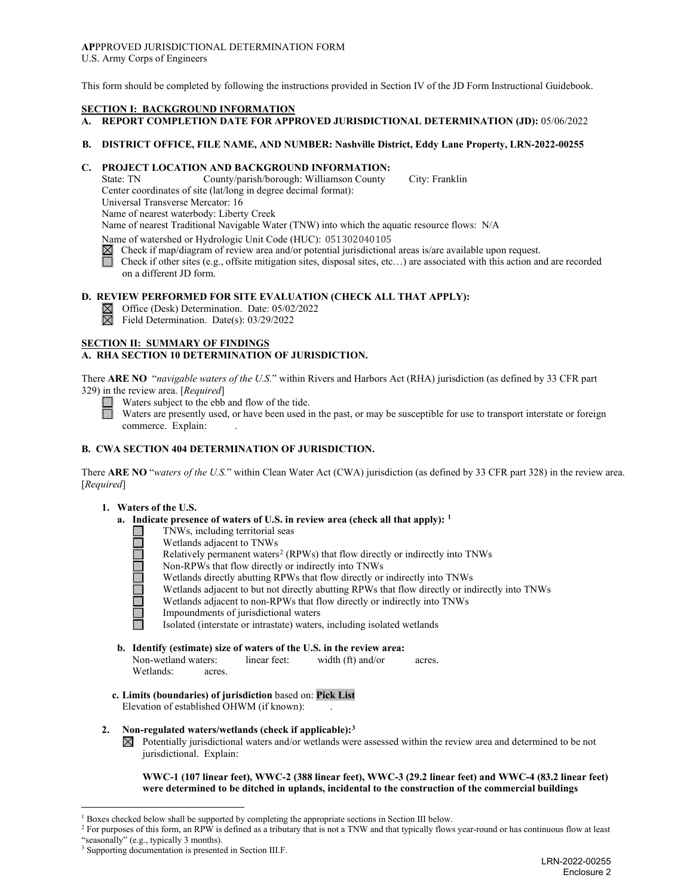**AP**PPROVED JURISDICTIONAL DETERMINATION FORM
U.S. Army Corps of Engineers

This form should be completed by following the instructions provided in Section IV of the JD Form Instructional Guidebook.

## SECTION I: BACKGROUND INFORMATION

**A. REPORT COMPLETION DATE FOR APPROVED JURISDICTIONAL DETERMINATION (JD):** 05/06/2022

**B. DISTRICT OFFICE, FILE NAME, AND NUMBER: Nashville District, Eddy Lane Property, LRN-2022-00255**

**C. PROJECT LOCATION AND BACKGROUND INFORMATION:**

State: TN County/parish/borough: Williamson County City: Franklin
Center coordinates of site (lat/long in degree decimal format):
Universal Transverse Mercator: 16
Name of nearest waterbody: Liberty Creek
Name of nearest Traditional Navigable Water (TNW) into which the aquatic resource flows: N/A
Name of watershed or Hydrologic Unit Code (HUC): 051302040105

☒ Check if map/diagram of review area and/or potential jurisdictional areas is/are available upon request.
☐ Check if other sites (e.g., offsite mitigation sites, disposal sites, etc…) are associated with this action and are recorded on a different JD form.

**D. REVIEW PERFORMED FOR SITE EVALUATION (CHECK ALL THAT APPLY):**

☒ Office (Desk) Determination. Date: 05/02/2022
☒ Field Determination. Date(s): 03/29/2022

## SECTION II: SUMMARY OF FINDINGS

**A. RHA SECTION 10 DETERMINATION OF JURISDICTION.**

There **ARE NO** "*navigable waters of the U.S.*" within Rivers and Harbors Act (RHA) jurisdiction (as defined by 33 CFR part 329) in the review area. [*Required*]

☐ Waters subject to the ebb and flow of the tide.
☐ Waters are presently used, or have been used in the past, or may be susceptible for use to transport interstate or foreign commerce. Explain: .

**B. CWA SECTION 404 DETERMINATION OF JURISDICTION.**

There **ARE NO** "*waters of the U.S.*" within Clean Water Act (CWA) jurisdiction (as defined by 33 CFR part 328) in the review area. [*Required*]

**1. Waters of the U.S.**

**a. Indicate presence of waters of U.S. in review area (check all that apply):** [1]

☐ TNWs, including territorial seas
☐ Wetlands adjacent to TNWs
☐ Relatively permanent waters[2] (RPWs) that flow directly or indirectly into TNWs
☐ Non-RPWs that flow directly or indirectly into TNWs
☐ Wetlands directly abutting RPWs that flow directly or indirectly into TNWs
☐ Wetlands adjacent to but not directly abutting RPWs that flow directly or indirectly into TNWs
☐ Wetlands adjacent to non-RPWs that flow directly or indirectly into TNWs
☐ Impoundments of jurisdictional waters
☐ Isolated (interstate or intrastate) waters, including isolated wetlands

**b. Identify (estimate) size of waters of the U.S. in the review area:**

Non-wetland waters: linear feet: width (ft) and/or acres.
Wetlands: acres.

**c. Limits (boundaries) of jurisdiction** based on: **Pick List**
Elevation of established OHWM (if known): .

**2. Non-regulated waters/wetlands (check if applicable):**[3]

☒ Potentially jurisdictional waters and/or wetlands were assessed within the review area and determined to be not jurisdictional. Explain:

**WWC-1 (107 linear feet), WWC-2 (388 linear feet), WWC-3 (29.2 linear feet) and WWC-4 (83.2 linear feet) were determined to be ditched in uplands, incidental to the construction of the commercial buildings**

---

[1] Boxes checked below shall be supported by completing the appropriate sections in Section III below.
[2] For purposes of this form, an RPW is defined as a tributary that is not a TNW and that typically flows year-round or has continuous flow at least "seasonally" (e.g., typically 3 months).
[3] Supporting documentation is presented in Section III.F.

LRN-2022-00255
Enclosure 2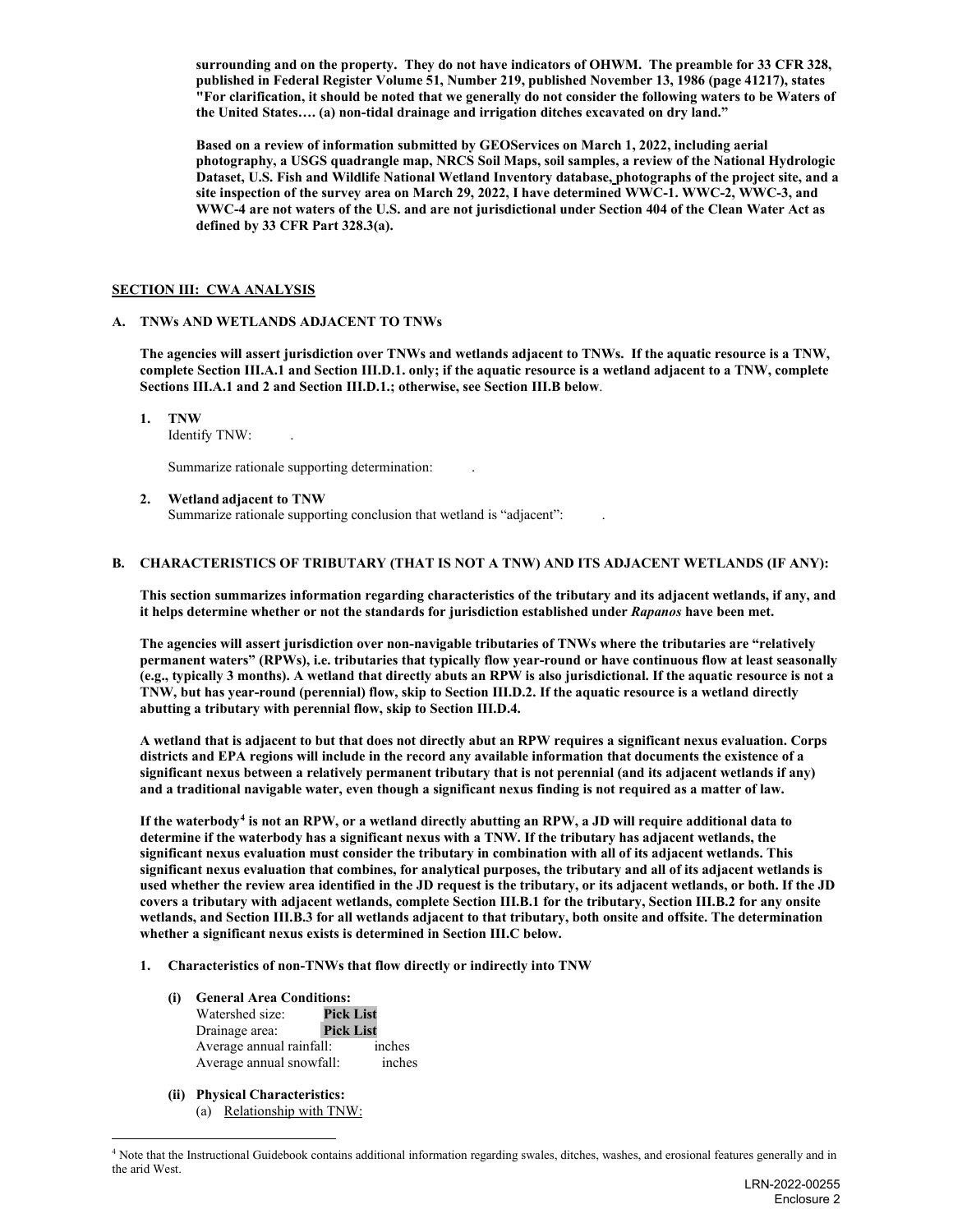**surrounding and on the property. They do not have indicators of OHWM. The preamble for 33 CFR 328, published in Federal Register Volume 51, Number 219, published November 13, 1986 (page 41217), states "For clarification, it should be noted that we generally do not consider the following waters to be Waters of the United States…. (a) non-tidal drainage and irrigation ditches excavated on dry land."**

**Based on a review of information submitted by GEOServices on March 1, 2022, including aerial photography, a USGS quadrangle map, NRCS Soil Maps, soil samples, a review of the National Hydrologic Dataset, U.S. Fish and Wildlife National Wetland Inventory database, photographs of the project site, and a site inspection of the survey area on March 29, 2022, I have determined WWC-1. WWC-2, WWC-3, and WWC-4 are not waters of the U.S. and are not jurisdictional under Section 404 of the Clean Water Act as defined by 33 CFR Part 328.3(a).**

## SECTION III: CWA ANALYSIS

### A. TNWs AND WETLANDS ADJACENT TO TNWs

**The agencies will assert jurisdiction over TNWs and wetlands adjacent to TNWs. If the aquatic resource is a TNW, complete Section III.A.1 and Section III.D.1. only; if the aquatic resource is a wetland adjacent to a TNW, complete Sections III.A.1 and 2 and Section III.D.1.; otherwise, see Section III.B below**.

1. **TNW**
   Identify TNW: .

   Summarize rationale supporting determination: .

2. **Wetland adjacent to TNW**
   Summarize rationale supporting conclusion that wetland is "adjacent": .

### B. CHARACTERISTICS OF TRIBUTARY (THAT IS NOT A TNW) AND ITS ADJACENT WETLANDS (IF ANY):

**This section summarizes information regarding characteristics of the tributary and its adjacent wetlands, if any, and it helps determine whether or not the standards for jurisdiction established under *Rapanos* have been met.**

**The agencies will assert jurisdiction over non-navigable tributaries of TNWs where the tributaries are "relatively permanent waters" (RPWs), i.e. tributaries that typically flow year-round or have continuous flow at least seasonally (e.g., typically 3 months). A wetland that directly abuts an RPW is also jurisdictional. If the aquatic resource is not a TNW, but has year-round (perennial) flow, skip to Section III.D.2. If the aquatic resource is a wetland directly abutting a tributary with perennial flow, skip to Section III.D.4.**

**A wetland that is adjacent to but that does not directly abut an RPW requires a significant nexus evaluation. Corps districts and EPA regions will include in the record any available information that documents the existence of a significant nexus between a relatively permanent tributary that is not perennial (and its adjacent wetlands if any) and a traditional navigable water, even though a significant nexus finding is not required as a matter of law.**

**If the waterbody[4] is not an RPW, or a wetland directly abutting an RPW, a JD will require additional data to determine if the waterbody has a significant nexus with a TNW. If the tributary has adjacent wetlands, the significant nexus evaluation must consider the tributary in combination with all of its adjacent wetlands. This significant nexus evaluation that combines, for analytical purposes, the tributary and all of its adjacent wetlands is used whether the review area identified in the JD request is the tributary, or its adjacent wetlands, or both. If the JD covers a tributary with adjacent wetlands, complete Section III.B.1 for the tributary, Section III.B.2 for any onsite wetlands, and Section III.B.3 for all wetlands adjacent to that tributary, both onsite and offsite. The determination whether a significant nexus exists is determined in Section III.C below.**

1. **Characteristics of non-TNWs that flow directly or indirectly into TNW**

   **(i) General Area Conditions:**
   Watershed size: **Pick List**
   Drainage area: **Pick List**
   Average annual rainfall: inches
   Average annual snowfall: inches

   **(ii) Physical Characteristics:**
   (a) Relationship with TNW:

[4] Note that the Instructional Guidebook contains additional information regarding swales, ditches, washes, and erosional features generally and in the arid West.

LRN-2022-00255
Enclosure 2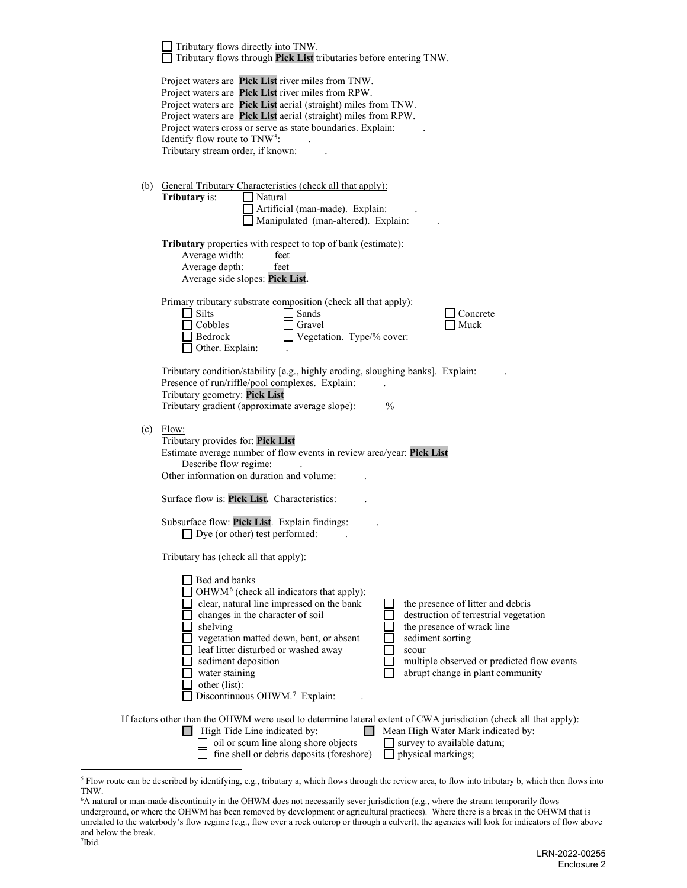☐ Tributary flows directly into TNW.
☐ Tributary flows through **Pick List** tributaries before entering TNW.

Project waters are **Pick List** river miles from TNW.
Project waters are **Pick List** river miles from RPW.
Project waters are **Pick List** aerial (straight) miles from TNW.
Project waters are **Pick List** aerial (straight) miles from RPW.
Project waters cross or serve as state boundaries. Explain: .
Identify flow route to TNW[5]: .
Tributary stream order, if known: .

(b) General Tributary Characteristics (check all that apply):

**Tributary** is:
☐ Natural
☐ Artificial (man-made). Explain: .
☐ Manipulated (man-altered). Explain: .

**Tributary** properties with respect to top of bank (estimate):
Average width: feet
Average depth: feet
Average side slopes: **Pick List.**

Primary tributary substrate composition (check all that apply):

☐ Silts ☐ Sands ☐ Concrete
☐ Cobbles ☐ Gravel ☐ Muck
☐ Bedrock ☐ Vegetation. Type/% cover:
☐ Other. Explain: .

Tributary condition/stability [e.g., highly eroding, sloughing banks]. Explain: .
Presence of run/riffle/pool complexes. Explain: .
Tributary geometry: **Pick List**
Tributary gradient (approximate average slope): %

(c) Flow:

Tributary provides for: **Pick List**
Estimate average number of flow events in review area/year: **Pick List**
Describe flow regime: .
Other information on duration and volume: .

Surface flow is: **Pick List.** Characteristics: .

Subsurface flow: **Pick List**. Explain findings: .
☐ Dye (or other) test performed: .

Tributary has (check all that apply):

☐ Bed and banks
☐ OHWM[6] (check all indicators that apply):
☐ clear, natural line impressed on the bank
☐ changes in the character of soil
☐ shelving
☐ vegetation matted down, bent, or absent
☐ leaf litter disturbed or washed away
☐ sediment deposition
☐ water staining
☐ other (list):
☐ the presence of litter and debris
☐ destruction of terrestrial vegetation
☐ the presence of wrack line
☐ sediment sorting
☐ scour
☐ multiple observed or predicted flow events
☐ abrupt change in plant community
☐ Discontinuous OHWM.[7] Explain: .

If factors other than the OHWM were used to determine lateral extent of CWA jurisdiction (check all that apply):

☐ High Tide Line indicated by:
☐ oil or scum line along shore objects
☐ fine shell or debris deposits (foreshore)

☐ Mean High Water Mark indicated by:
☐ survey to available datum;
☐ physical markings;

---

[5] Flow route can be described by identifying, e.g., tributary a, which flows through the review area, to flow into tributary b, which then flows into TNW.

[6] A natural or man-made discontinuity in the OHWM does not necessarily sever jurisdiction (e.g., where the stream temporarily flows underground, or where the OHWM has been removed by development or agricultural practices). Where there is a break in the OHWM that is unrelated to the waterbody's flow regime (e.g., flow over a rock outcrop or through a culvert), the agencies will look for indicators of flow above and below the break.

[7] Ibid.

LRN-2022-00255
Enclosure 2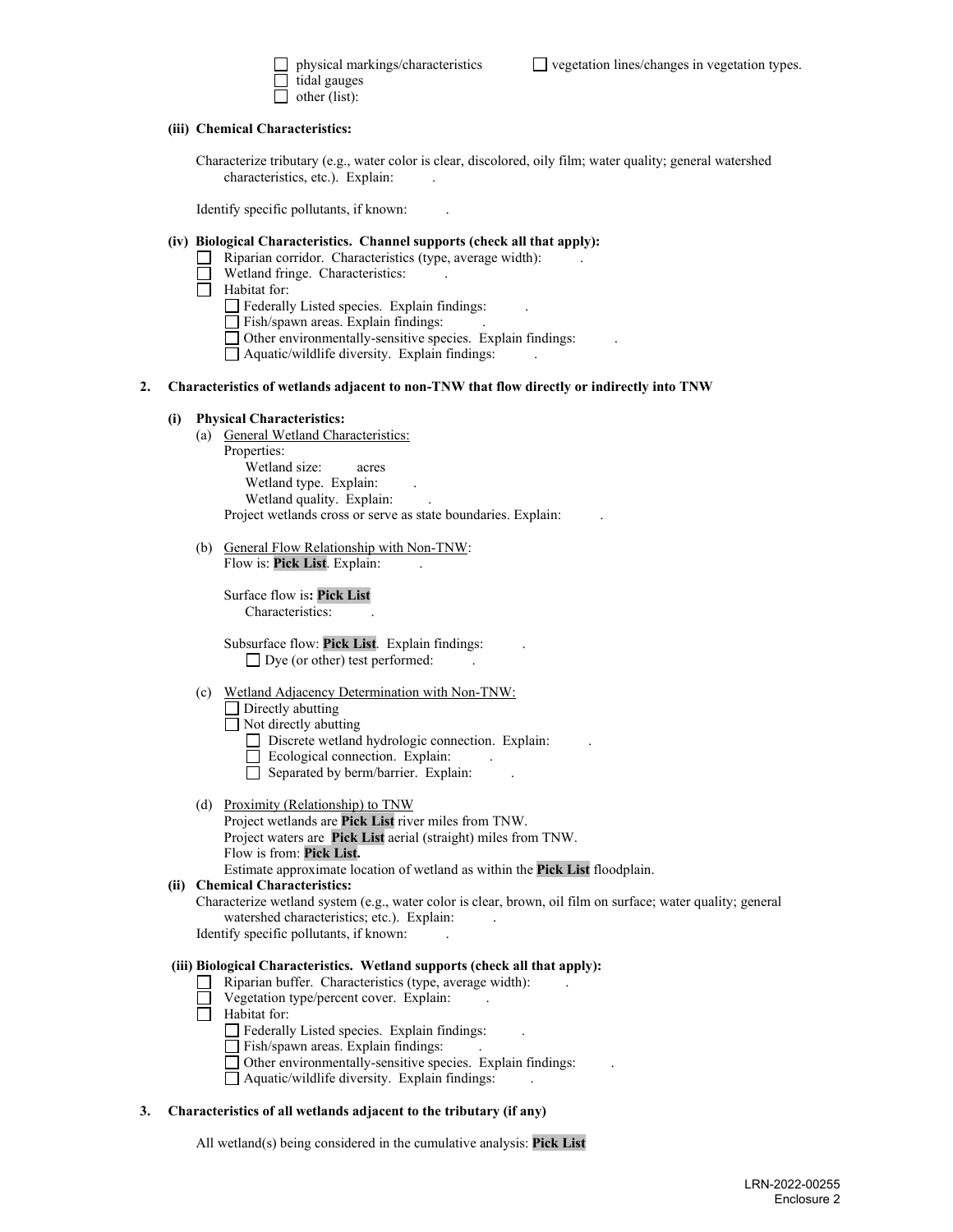- ☐ physical markings/characteristics
- ☐ vegetation lines/changes in vegetation types.
- ☐ tidal gauges
- ☐ other (list):

**(iii) Chemical Characteristics:**

Characterize tributary (e.g., water color is clear, discolored, oily film; water quality; general watershed characteristics, etc.). Explain: .

Identify specific pollutants, if known: .

**(iv) Biological Characteristics. Channel supports (check all that apply):**

- ☐ Riparian corridor. Characteristics (type, average width): .
- ☐ Wetland fringe. Characteristics: .
- ☐ Habitat for:
  - ☐ Federally Listed species. Explain findings: .
  - ☐ Fish/spawn areas. Explain findings: .
  - ☐ Other environmentally-sensitive species. Explain findings: .
  - ☐ Aquatic/wildlife diversity. Explain findings: .

**2. Characteristics of wetlands adjacent to non-TNW that flow directly or indirectly into TNW**

**(i) Physical Characteristics:**

(a) General Wetland Characteristics:

Properties:

Wetland size: acres

Wetland type. Explain: .

Wetland quality. Explain: .

Project wetlands cross or serve as state boundaries. Explain: .

(b) General Flow Relationship with Non-TNW:

Flow is: **Pick List**. Explain: .

Surface flow is**: Pick List**

Characteristics: .

Subsurface flow: **Pick List**. Explain findings: .

- ☐ Dye (or other) test performed: .

(c) Wetland Adjacency Determination with Non-TNW:

- ☐ Directly abutting
- ☐ Not directly abutting
  - ☐ Discrete wetland hydrologic connection. Explain: .
  - ☐ Ecological connection. Explain: .
  - ☐ Separated by berm/barrier. Explain: .

(d) Proximity (Relationship) to TNW

Project wetlands are **Pick List** river miles from TNW.

Project waters are **Pick List** aerial (straight) miles from TNW.

Flow is from: **Pick List.**

Estimate approximate location of wetland as within the **Pick List** floodplain.

**(ii) Chemical Characteristics:**

Characterize wetland system (e.g., water color is clear, brown, oil film on surface; water quality; general watershed characteristics; etc.). Explain: .

Identify specific pollutants, if known: .

**(iii) Biological Characteristics. Wetland supports (check all that apply):**

- ☐ Riparian buffer. Characteristics (type, average width): .
- ☐ Vegetation type/percent cover. Explain: .
- ☐ Habitat for:
  - ☐ Federally Listed species. Explain findings: .
  - ☐ Fish/spawn areas. Explain findings: .
  - ☐ Other environmentally-sensitive species. Explain findings: .
  - ☐ Aquatic/wildlife diversity. Explain findings: .

**3. Characteristics of all wetlands adjacent to the tributary (if any)**

All wetland(s) being considered in the cumulative analysis: **Pick List**

LRN-2022-00255
Enclosure 2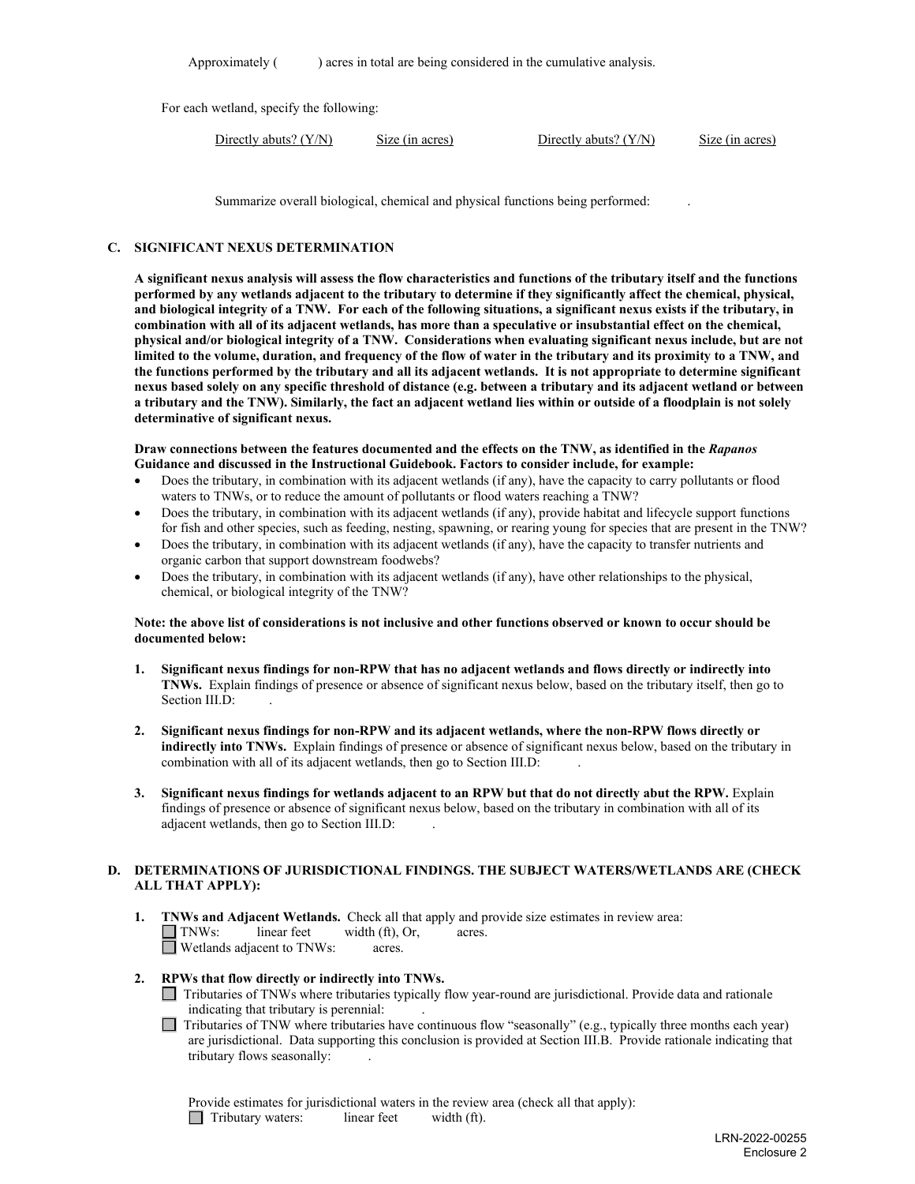Approximately (     ) acres in total are being considered in the cumulative analysis.

For each wetland, specify the following:

| Directly abuts? (Y/N) | Size (in acres) | Directly abuts? (Y/N) | Size (in acres) |
|---|---|---|---|

Summarize overall biological, chemical and physical functions being performed:     .

**C. SIGNIFICANT NEXUS DETERMINATION**

**A significant nexus analysis will assess the flow characteristics and functions of the tributary itself and the functions performed by any wetlands adjacent to the tributary to determine if they significantly affect the chemical, physical, and biological integrity of a TNW. For each of the following situations, a significant nexus exists if the tributary, in combination with all of its adjacent wetlands, has more than a speculative or insubstantial effect on the chemical, physical and/or biological integrity of a TNW. Considerations when evaluating significant nexus include, but are not limited to the volume, duration, and frequency of the flow of water in the tributary and its proximity to a TNW, and the functions performed by the tributary and all its adjacent wetlands. It is not appropriate to determine significant nexus based solely on any specific threshold of distance (e.g. between a tributary and its adjacent wetland or between a tributary and the TNW). Similarly, the fact an adjacent wetland lies within or outside of a floodplain is not solely determinative of significant nexus.**

**Draw connections between the features documented and the effects on the TNW, as identified in the *Rapanos* Guidance and discussed in the Instructional Guidebook. Factors to consider include, for example:**

- Does the tributary, in combination with its adjacent wetlands (if any), have the capacity to carry pollutants or flood waters to TNWs, or to reduce the amount of pollutants or flood waters reaching a TNW?
- Does the tributary, in combination with its adjacent wetlands (if any), provide habitat and lifecycle support functions for fish and other species, such as feeding, nesting, spawning, or rearing young for species that are present in the TNW?
- Does the tributary, in combination with its adjacent wetlands (if any), have the capacity to transfer nutrients and organic carbon that support downstream foodwebs?
- Does the tributary, in combination with its adjacent wetlands (if any), have other relationships to the physical, chemical, or biological integrity of the TNW?

**Note: the above list of considerations is not inclusive and other functions observed or known to occur should be documented below:**

1. **Significant nexus findings for non-RPW that has no adjacent wetlands and flows directly or indirectly into TNWs.** Explain findings of presence or absence of significant nexus below, based on the tributary itself, then go to Section III.D:     .

2. **Significant nexus findings for non-RPW and its adjacent wetlands, where the non-RPW flows directly or indirectly into TNWs.** Explain findings of presence or absence of significant nexus below, based on the tributary in combination with all of its adjacent wetlands, then go to Section III.D:     .

3. **Significant nexus findings for wetlands adjacent to an RPW but that do not directly abut the RPW.** Explain findings of presence or absence of significant nexus below, based on the tributary in combination with all of its adjacent wetlands, then go to Section III.D:     .

**D. DETERMINATIONS OF JURISDICTIONAL FINDINGS. THE SUBJECT WATERS/WETLANDS ARE (CHECK ALL THAT APPLY):**

1. **TNWs and Adjacent Wetlands.** Check all that apply and provide size estimates in review area:
   ☐ TNWs:     linear feet     width (ft), Or,     acres.
   ☐ Wetlands adjacent to TNWs:     acres.

2. **RPWs that flow directly or indirectly into TNWs.**
   ☐ Tributaries of TNWs where tributaries typically flow year-round are jurisdictional. Provide data and rationale indicating that tributary is perennial:     .
   ☐ Tributaries of TNW where tributaries have continuous flow "seasonally" (e.g., typically three months each year) are jurisdictional. Data supporting this conclusion is provided at Section III.B. Provide rationale indicating that tributary flows seasonally:     .

   Provide estimates for jurisdictional waters in the review area (check all that apply):
   ☐ Tributary waters:     linear feet     width (ft).

LRN-2022-00255
Enclosure 2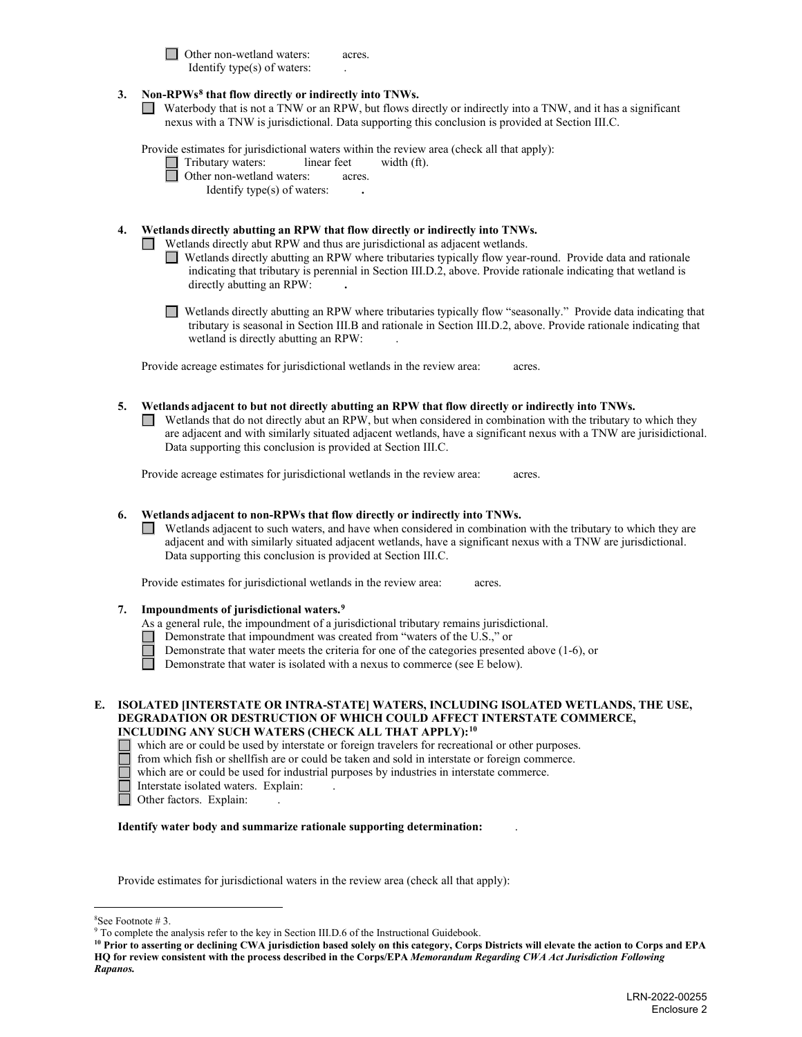☐ Other non-wetland waters: acres.
Identify type(s) of waters: .

**3. Non-RPWs[8] that flow directly or indirectly into TNWs.**

☐ Waterbody that is not a TNW or an RPW, but flows directly or indirectly into a TNW, and it has a significant nexus with a TNW is jurisdictional. Data supporting this conclusion is provided at Section III.C.

Provide estimates for jurisdictional waters within the review area (check all that apply):

☐ Tributary waters: linear feet width (ft).
☐ Other non-wetland waters: acres.
Identify type(s) of waters: **.**

**4. Wetlands directly abutting an RPW that flow directly or indirectly into TNWs.**

☐ Wetlands directly abut RPW and thus are jurisdictional as adjacent wetlands.

☐ Wetlands directly abutting an RPW where tributaries typically flow year-round. Provide data and rationale indicating that tributary is perennial in Section III.D.2, above. Provide rationale indicating that wetland is directly abutting an RPW: **.**

☐ Wetlands directly abutting an RPW where tributaries typically flow "seasonally." Provide data indicating that tributary is seasonal in Section III.B and rationale in Section III.D.2, above. Provide rationale indicating that wetland is directly abutting an RPW: .

Provide acreage estimates for jurisdictional wetlands in the review area: acres.

**5. Wetlands adjacent to but not directly abutting an RPW that flow directly or indirectly into TNWs.**

☐ Wetlands that do not directly abut an RPW, but when considered in combination with the tributary to which they are adjacent and with similarly situated adjacent wetlands, have a significant nexus with a TNW are jurisidictional. Data supporting this conclusion is provided at Section III.C.

Provide acreage estimates for jurisdictional wetlands in the review area: acres.

**6. Wetlands adjacent to non-RPWs that flow directly or indirectly into TNWs.**

☐ Wetlands adjacent to such waters, and have when considered in combination with the tributary to which they are adjacent and with similarly situated adjacent wetlands, have a significant nexus with a TNW are jurisdictional. Data supporting this conclusion is provided at Section III.C.

Provide estimates for jurisdictional wetlands in the review area: acres.

**7. Impoundments of jurisdictional waters.[9]**

As a general rule, the impoundment of a jurisdictional tributary remains jurisdictional.

☐ Demonstrate that impoundment was created from "waters of the U.S.," or
☐ Demonstrate that water meets the criteria for one of the categories presented above (1-6), or
☐ Demonstrate that water is isolated with a nexus to commerce (see E below).

**E. ISOLATED [INTERSTATE OR INTRA-STATE] WATERS, INCLUDING ISOLATED WETLANDS, THE USE, DEGRADATION OR DESTRUCTION OF WHICH COULD AFFECT INTERSTATE COMMERCE, INCLUDING ANY SUCH WATERS (CHECK ALL THAT APPLY):[10]**

☐ which are or could be used by interstate or foreign travelers for recreational or other purposes.
☐ from which fish or shellfish are or could be taken and sold in interstate or foreign commerce.
☐ which are or could be used for industrial purposes by industries in interstate commerce.
☐ Interstate isolated waters. Explain: .
☐ Other factors. Explain: .

**Identify water body and summarize rationale supporting determination:** .

Provide estimates for jurisdictional waters in the review area (check all that apply):

---

[8] See Footnote # 3.

[9] To complete the analysis refer to the key in Section III.D.6 of the Instructional Guidebook.

**[10] Prior to asserting or declining CWA jurisdiction based solely on this category, Corps Districts will elevate the action to Corps and EPA HQ for review consistent with the process described in the Corps/EPA *Memorandum Regarding CWA Act Jurisdiction Following Rapanos.***

LRN-2022-00255
Enclosure 2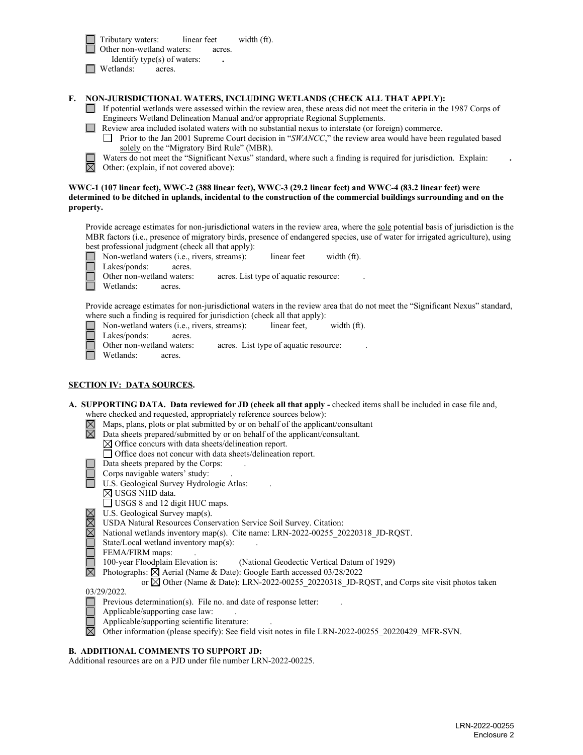☐ Tributary waters: linear feet width (ft).
☐ Other non-wetland waters: acres.
Identify type(s) of waters: .
☐ Wetlands: acres.

**F. NON-JURISDICTIONAL WATERS, INCLUDING WETLANDS (CHECK ALL THAT APPLY):**

☐ If potential wetlands were assessed within the review area, these areas did not meet the criteria in the 1987 Corps of Engineers Wetland Delineation Manual and/or appropriate Regional Supplements.
☐ Review area included isolated waters with no substantial nexus to interstate (or foreign) commerce.
☐ Prior to the Jan 2001 Supreme Court decision in "*SWANCC*," the review area would have been regulated based solely on the "Migratory Bird Rule" (MBR).
☐ Waters do not meet the "Significant Nexus" standard, where such a finding is required for jurisdiction. Explain: .
☒ Other: (explain, if not covered above):

**WWC-1 (107 linear feet), WWC-2 (388 linear feet), WWC-3 (29.2 linear feet) and WWC-4 (83.2 linear feet) were determined to be ditched in uplands, incidental to the construction of the commercial buildings surrounding and on the property.**

Provide acreage estimates for non-jurisdictional waters in the review area, where the sole potential basis of jurisdiction is the MBR factors (i.e., presence of migratory birds, presence of endangered species, use of water for irrigated agriculture), using best professional judgment (check all that apply):

☐ Non-wetland waters (i.e., rivers, streams): linear feet width (ft).
☐ Lakes/ponds: acres.
☐ Other non-wetland waters: acres. List type of aquatic resource: .
☐ Wetlands: acres.

Provide acreage estimates for non-jurisdictional waters in the review area that do not meet the "Significant Nexus" standard, where such a finding is required for jurisdiction (check all that apply):

☐ Non-wetland waters (i.e., rivers, streams): linear feet, width (ft).
☐ Lakes/ponds: acres.
☐ Other non-wetland waters: acres. List type of aquatic resource: .
☐ Wetlands: acres.

## SECTION IV: DATA SOURCES.

**A. SUPPORTING DATA. Data reviewed for JD (check all that apply -** checked items shall be included in case file and, where checked and requested, appropriately reference sources below):

☒ Maps, plans, plots or plat submitted by or on behalf of the applicant/consultant
☒ Data sheets prepared/submitted by or on behalf of the applicant/consultant.
☒ Office concurs with data sheets/delineation report.
☐ Office does not concur with data sheets/delineation report.
☐ Data sheets prepared by the Corps: .
☐ Corps navigable waters' study: .
☐ U.S. Geological Survey Hydrologic Atlas: .
☒ USGS NHD data.
☐ USGS 8 and 12 digit HUC maps.
☒ U.S. Geological Survey map(s).
☒ USDA Natural Resources Conservation Service Soil Survey. Citation:
☒ National wetlands inventory map(s). Cite name: LRN-2022-00255_20220318_JD-RQST.
☐ State/Local wetland inventory map(s): .
☐ FEMA/FIRM maps: .
☐ 100-year Floodplain Elevation is: (National Geodectic Vertical Datum of 1929)
☒ Photographs: ☒ Aerial (Name & Date): Google Earth accessed 03/28/2022
or ☒ Other (Name & Date): LRN-2022-00255_20220318_JD-RQST, and Corps site visit photos taken 03/29/2022.
☐ Previous determination(s). File no. and date of response letter: .
☐ Applicable/supporting case law: .
☐ Applicable/supporting scientific literature: .
☒ Other information (please specify): See field visit notes in file LRN-2022-00255_20220429_MFR-SVN.

**B. ADDITIONAL COMMENTS TO SUPPORT JD:**

Additional resources are on a PJD under file number LRN-2022-00225.

LRN-2022-00255
Enclosure 2